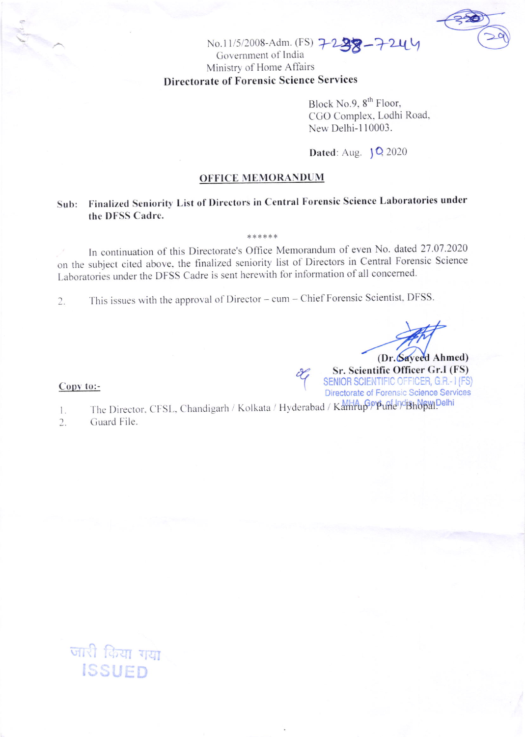No.11/5/2008-Adm. (FS) 7238-7244

Government of India

Ministry of Home Affairs

**Directorate of Forensic Science Services**

Block No.9, 8th Floor,
CGO Complex, Lodhi Road,
New Delhi-110003.

**Dated**: Aug. 10 2020

**OFFICE MEMORANDUM**

**Sub: Finalized Seniority List of Directors in Central Forensic Science Laboratories under the DFSS Cadre.**

******

In continuation of this Directorate's Office Memorandum of even No. dated 27.07.2020 on the subject cited above, the finalized seniority list of Directors in Central Forensic Science Laboratories under the DFSS Cadre is sent herewith for information of all concerned.

2. This issues with the approval of Director – cum – Chief Forensic Scientist, DFSS.

**(Dr. Sayeed Ahmed)**
**Sr. Scientific Officer Gr.I (FS)**
SENIOR SCIENTIFIC OFFICER, G.R.-I (FS)
Directorate of Forensic Science Services
MHA, Govt. of India, New Delhi

Copy to:-

1. The Director, CFSL, Chandigarh / Kolkata / Hyderabad / Kamrup / Pune / Bhopal.
2. Guard File.

जारी किया गया
ISSUED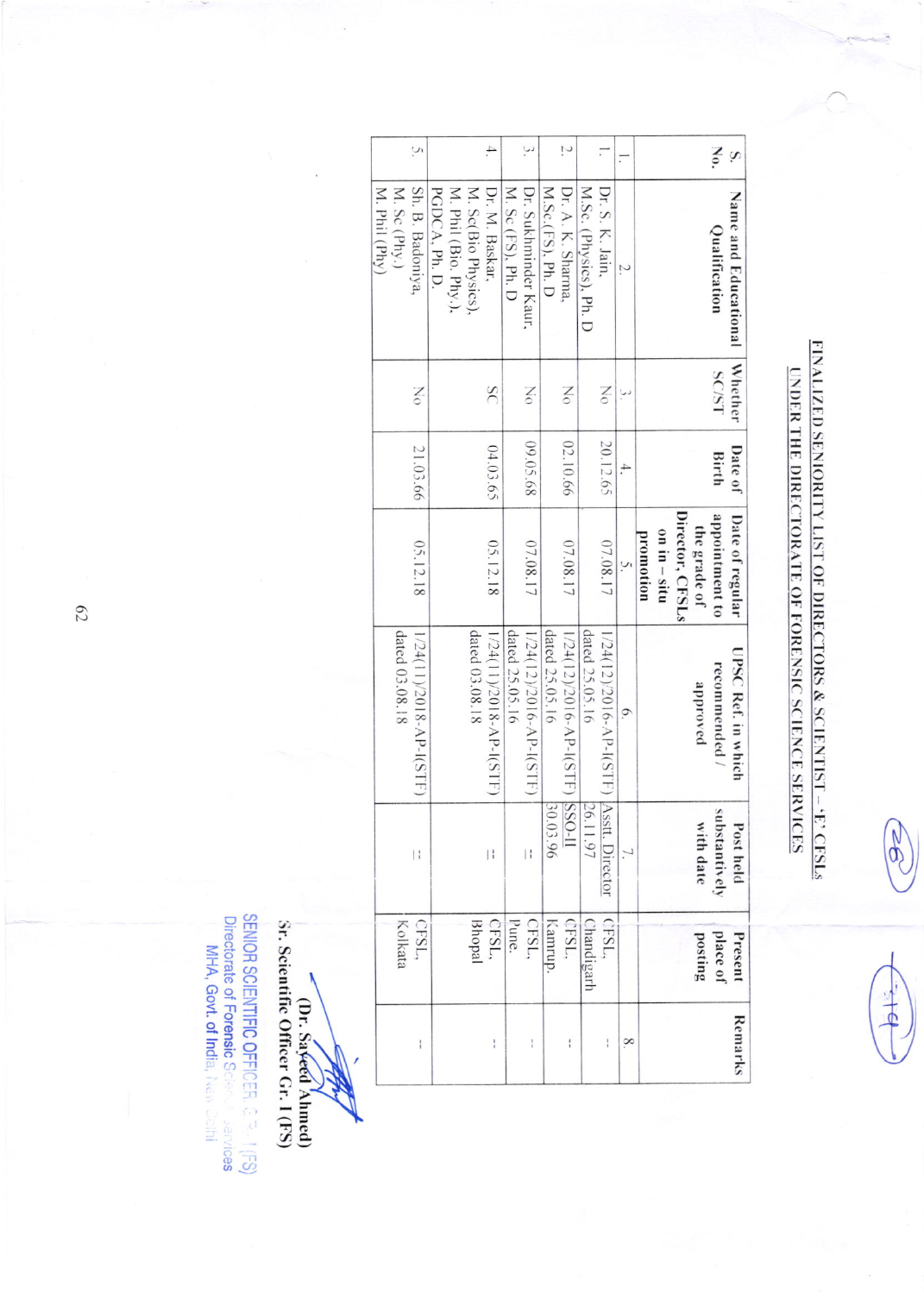## FINALIZED SENIORITY LIST OF DIRECTORS & SCIENTIST – 'E' CFSLs UNDER THE DIRECTORATE OF FORENSIC SCIENCE SERVICES

| S. No. | Name and Educational Qualification | Whether SC/ST | Date of Birth | Date of regular appointment to the grade of Director, CFSLs on in – situ promotion | UPSC Ref. in which recommended / approved | Post held substantively with date | Present place of posting | Remarks |
|---|---|---|---|---|---|---|---|---|
| 1. | 2. | 3. | 4. | 5. | 6. | 7. | | 8. |
| 1. | Dr. S. K. Jain, M.Sc. (Physics), Ph. D | No | 20.12.65 | 07.08.17 | 1/24(12)/2016-AP-I(STF) dated 25.05.16 | Asstt. Director 26.11.97 | CFSL, Chandigarh | -- |
| 2. | Dr. A. K. Sharma, M.Sc.(FS), Ph. D | No | 02.10.66 | 07.08.17 | 1/24(12)/2016-AP-I(STF) dated 25.05.16 | SSO-II 30.03.96 | CFSL, Kamrup. | -- |
| 3. | Dr. Sukhminder Kaur, M. Sc (FS), Ph. D | No | 09.05.68 | 07.08.17 | 1/24(12)/2016-AP-I(STF) dated 25.05.16 | -- | CFSL, Pune. | -- |
| 4. | Dr. M. Baskar, M. Sc(Bio Physics), M. Phil (Bio. Phy.), PGDCA, Ph. D. | SC | 04.03.65 | 05.12.18 | 1/24(11)/2018-AP-I(STF) dated 03.08.18 | -- | CFSL, Bhopal | -- |
| 5. | Sh. B. Badoniya, M. Sc (Phy.) M. Phil (Phy) | No | 21.03.66 | 05.12.18 | 1/24(11)/2018-AP-I(STF) dated 03.08.18 | -- | CFSL, Kolkata | -- |

(Dr. Sayeed Ahmed)
Sr. Scientific Officer Gr. I (FS)

SENIOR SCIENTIFIC OFFICER GR. I (FS)
Directorate of Forensic Science Services
MHA, Govt. of India, New Delhi